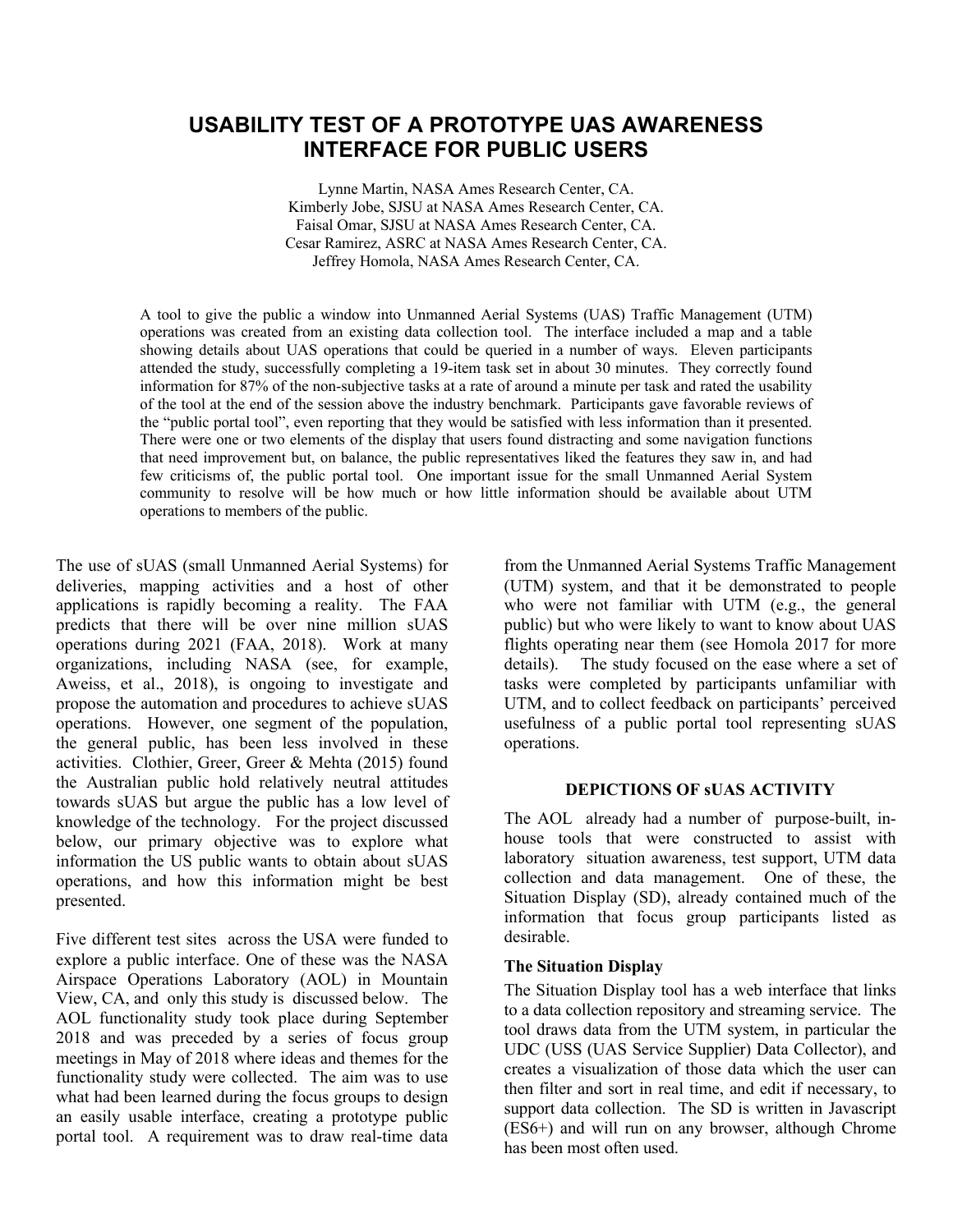# USABILITY TEST OF A PROTOTYPE UAS AWARENESS INTERFACE FOR PUBLIC USERS

Lynne Martin, NASA Ames Research Center, CA.
Kimberly Jobe, SJSU at NASA Ames Research Center, CA.
Faisal Omar, SJSU at NASA Ames Research Center, CA.
Cesar Ramirez, ASRC at NASA Ames Research Center, CA.
Jeffrey Homola, NASA Ames Research Center, CA.

A tool to give the public a window into Unmanned Aerial Systems (UAS) Traffic Management (UTM) operations was created from an existing data collection tool. The interface included a map and a table showing details about UAS operations that could be queried in a number of ways. Eleven participants attended the study, successfully completing a 19-item task set in about 30 minutes. They correctly found information for 87% of the non-subjective tasks at a rate of around a minute per task and rated the usability of the tool at the end of the session above the industry benchmark. Participants gave favorable reviews of the "public portal tool", even reporting that they would be satisfied with less information than it presented. There were one or two elements of the display that users found distracting and some navigation functions that need improvement but, on balance, the public representatives liked the features they saw in, and had few criticisms of, the public portal tool. One important issue for the small Unmanned Aerial System community to resolve will be how much or how little information should be available about UTM operations to members of the public.

The use of sUAS (small Unmanned Aerial Systems) for deliveries, mapping activities and a host of other applications is rapidly becoming a reality. The FAA predicts that there will be over nine million sUAS operations during 2021 (FAA, 2018). Work at many organizations, including NASA (see, for example, Aweiss, et al., 2018), is ongoing to investigate and propose the automation and procedures to achieve sUAS operations. However, one segment of the population, the general public, has been less involved in these activities. Clothier, Greer, Greer & Mehta (2015) found the Australian public hold relatively neutral attitudes towards sUAS but argue the public has a low level of knowledge of the technology. For the project discussed below, our primary objective was to explore what information the US public wants to obtain about sUAS operations, and how this information might be best presented.

Five different test sites across the USA were funded to explore a public interface. One of these was the NASA Airspace Operations Laboratory (AOL) in Mountain View, CA, and only this study is discussed below. The AOL functionality study took place during September 2018 and was preceded by a series of focus group meetings in May of 2018 where ideas and themes for the functionality study were collected. The aim was to use what had been learned during the focus groups to design an easily usable interface, creating a prototype public portal tool. A requirement was to draw real-time data from the Unmanned Aerial Systems Traffic Management (UTM) system, and that it be demonstrated to people who were not familiar with UTM (e.g., the general public) but who were likely to want to know about UAS flights operating near them (see Homola 2017 for more details). The study focused on the ease where a set of tasks were completed by participants unfamiliar with UTM, and to collect feedback on participants' perceived usefulness of a public portal tool representing sUAS operations.

## DEPICTIONS OF sUAS ACTIVITY

The AOL already had a number of purpose-built, in-house tools that were constructed to assist with laboratory situation awareness, test support, UTM data collection and data management. One of these, the Situation Display (SD), already contained much of the information that focus group participants listed as desirable.

### The Situation Display

The Situation Display tool has a web interface that links to a data collection repository and streaming service. The tool draws data from the UTM system, in particular the UDC (USS (UAS Service Supplier) Data Collector), and creates a visualization of those data which the user can then filter and sort in real time, and edit if necessary, to support data collection. The SD is written in Javascript (ES6+) and will run on any browser, although Chrome has been most often used.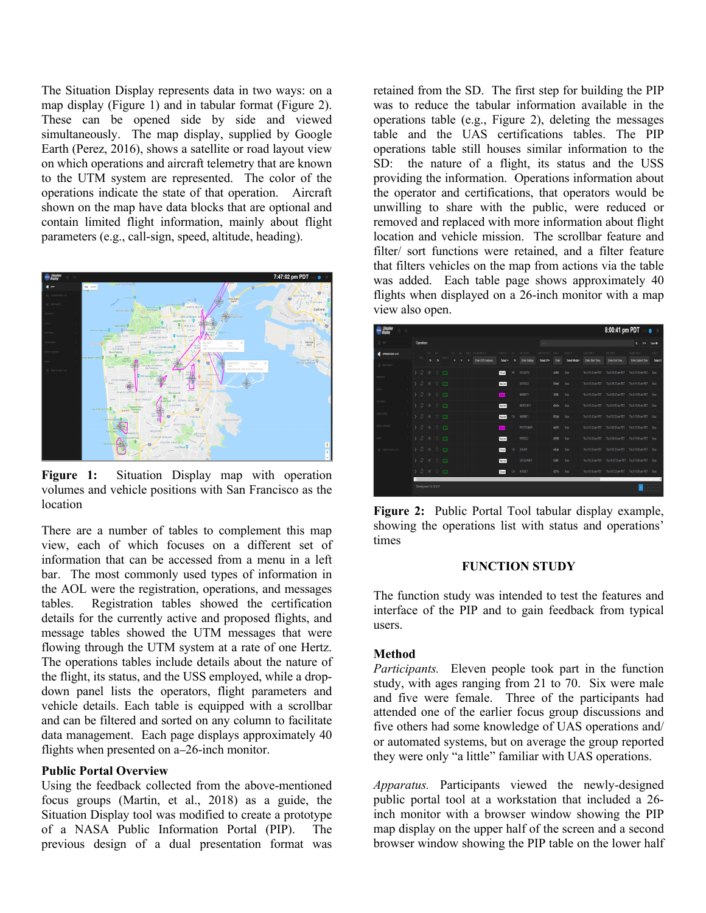The Situation Display represents data in two ways: on a map display (Figure 1) and in tabular format (Figure 2). These can be opened side by side and viewed simultaneously. The map display, supplied by Google Earth (Perez, 2016), shows a satellite or road layout view on which operations and aircraft telemetry that are known to the UTM system are represented. The color of the operations indicate the state of that operation. Aircraft shown on the map have data blocks that are optional and contain limited flight information, mainly about flight parameters (e.g., call-sign, speed, altitude, heading).

**Figure 1:** Situation Display map with operation volumes and vehicle positions with San Francisco as the location

There are a number of tables to complement this map view, each of which focuses on a different set of information that can be accessed from a menu in a left bar. The most commonly used types of information in the AOL were the registration, operations, and messages tables. Registration tables showed the certification details for the currently active and proposed flights, and message tables showed the UTM messages that were flowing through the UTM system at a rate of one Hertz. The operations tables include details about the nature of the flight, its status, and the USS employed, while a drop-down panel lists the operators, flight parameters and vehicle details. Each table is equipped with a scrollbar and can be filtered and sorted on any column to facilitate data management. Each page displays approximately 40 flights when presented on a–26-inch monitor.

### Public Portal Overview

Using the feedback collected from the above-mentioned focus groups (Martin, et al., 2018) as a guide, the Situation Display tool was modified to create a prototype of a NASA Public Information Portal (PIP). The previous design of a dual presentation format was retained from the SD. The first step for building the PIP was to reduce the tabular information available in the operations table (e.g., Figure 2), deleting the messages table and the UAS certifications tables. The PIP operations table still houses similar information to the SD: the nature of a flight, its status and the USS providing the information. Operations information about the operator and certifications, that operators would be unwilling to share with the public, were reduced or removed and replaced with more information about flight location and vehicle mission. The scrollbar feature and filter/ sort functions were retained, and a filter feature that filters vehicles on the map from actions via the table was added. Each table page shows approximately 40 flights when displayed on a 26-inch monitor with a map view also open.

**Figure 2:** Public Portal Tool tabular display example, showing the operations list with status and operations' times

## FUNCTION STUDY

The function study was intended to test the features and interface of the PIP and to gain feedback from typical users.

### Method

*Participants.* Eleven people took part in the function study, with ages ranging from 21 to 70. Six were male and five were female. Three of the participants had attended one of the earlier focus group discussions and five others had some knowledge of UAS operations and/ or automated systems, but on average the group reported they were only "a little" familiar with UAS operations.

*Apparatus.* Participants viewed the newly-designed public portal tool at a workstation that included a 26-inch monitor with a browser window showing the PIP map display on the upper half of the screen and a second browser window showing the PIP table on the lower half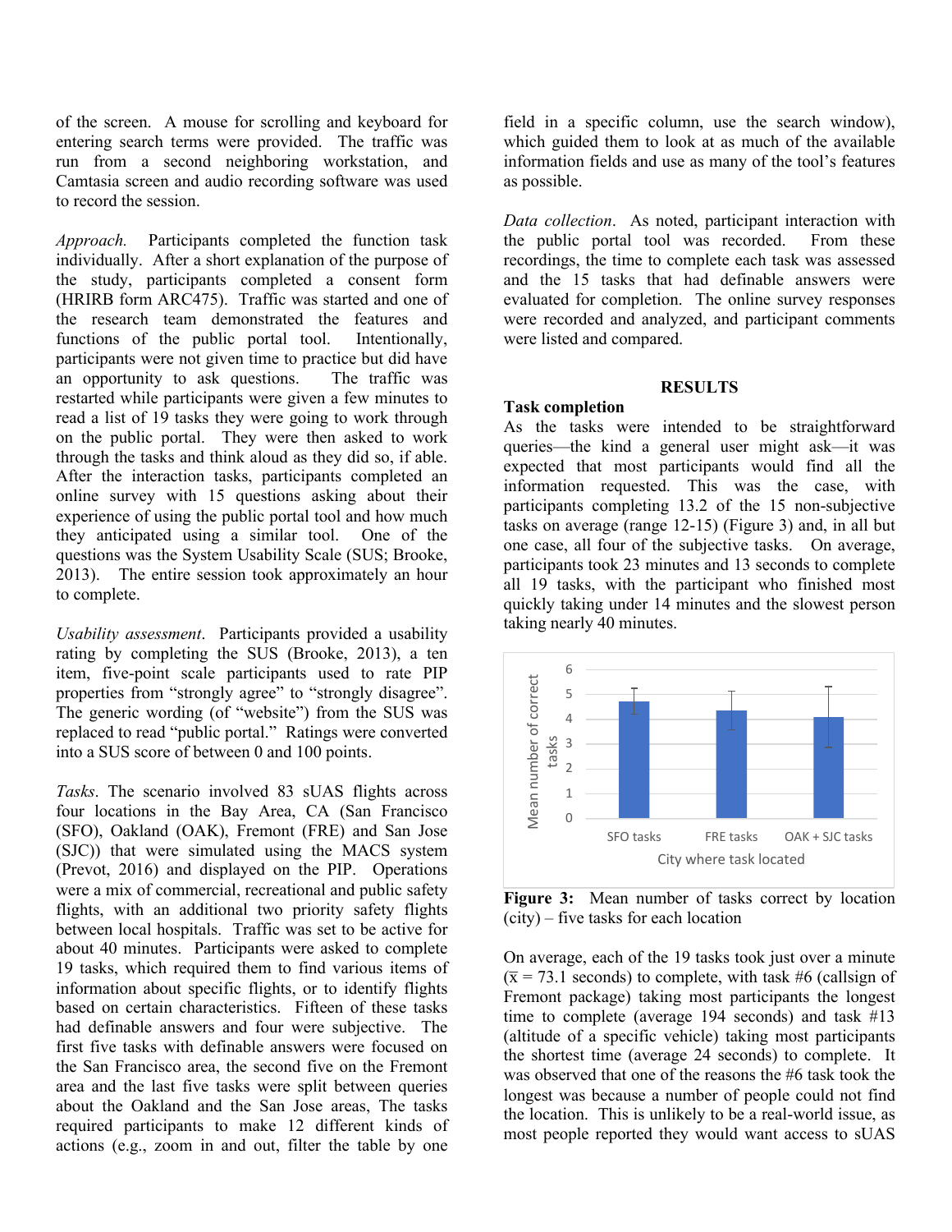of the screen. A mouse for scrolling and keyboard for entering search terms were provided. The traffic was run from a second neighboring workstation, and Camtasia screen and audio recording software was used to record the session.

*Approach.* Participants completed the function task individually. After a short explanation of the purpose of the study, participants completed a consent form (HRIRB form ARC475). Traffic was started and one of the research team demonstrated the features and functions of the public portal tool. Intentionally, participants were not given time to practice but did have an opportunity to ask questions. The traffic was restarted while participants were given a few minutes to read a list of 19 tasks they were going to work through on the public portal. They were then asked to work through the tasks and think aloud as they did so, if able. After the interaction tasks, participants completed an online survey with 15 questions asking about their experience of using the public portal tool and how much they anticipated using a similar tool. One of the questions was the System Usability Scale (SUS; Brooke, 2013). The entire session took approximately an hour to complete.

*Usability assessment*. Participants provided a usability rating by completing the SUS (Brooke, 2013), a ten item, five-point scale participants used to rate PIP properties from "strongly agree" to "strongly disagree". The generic wording (of "website") from the SUS was replaced to read "public portal." Ratings were converted into a SUS score of between 0 and 100 points.

*Tasks*. The scenario involved 83 sUAS flights across four locations in the Bay Area, CA (San Francisco (SFO), Oakland (OAK), Fremont (FRE) and San Jose (SJC)) that were simulated using the MACS system (Prevot, 2016) and displayed on the PIP. Operations were a mix of commercial, recreational and public safety flights, with an additional two priority safety flights between local hospitals. Traffic was set to be active for about 40 minutes. Participants were asked to complete 19 tasks, which required them to find various items of information about specific flights, or to identify flights based on certain characteristics. Fifteen of these tasks had definable answers and four were subjective. The first five tasks with definable answers were focused on the San Francisco area, the second five on the Fremont area and the last five tasks were split between queries about the Oakland and the San Jose areas, The tasks required participants to make 12 different kinds of actions (e.g., zoom in and out, filter the table by one field in a specific column, use the search window), which guided them to look at as much of the available information fields and use as many of the tool's features as possible.

*Data collection*. As noted, participant interaction with the public portal tool was recorded. From these recordings, the time to complete each task was assessed and the 15 tasks that had definable answers were evaluated for completion. The online survey responses were recorded and analyzed, and participant comments were listed and compared.

## RESULTS

### Task completion

As the tasks were intended to be straightforward queries—the kind a general user might ask—it was expected that most participants would find all the information requested. This was the case, with participants completing 13.2 of the 15 non-subjective tasks on average (range 12-15) (Figure 3) and, in all but one case, all four of the subjective tasks. On average, participants took 23 minutes and 13 seconds to complete all 19 tasks, with the participant who finished most quickly taking under 14 minutes and the slowest person taking nearly 40 minutes.

**Figure 3:** Mean number of tasks correct by location (city) – five tasks for each location

On average, each of the 19 tasks took just over a minute ($\bar{x}$ = 73.1 seconds) to complete, with task #6 (callsign of Fremont package) taking most participants the longest time to complete (average 194 seconds) and task #13 (altitude of a specific vehicle) taking most participants the shortest time (average 24 seconds) to complete. It was observed that one of the reasons the #6 task took the longest was because a number of people could not find the location. This is unlikely to be a real-world issue, as most people reported they would want access to sUAS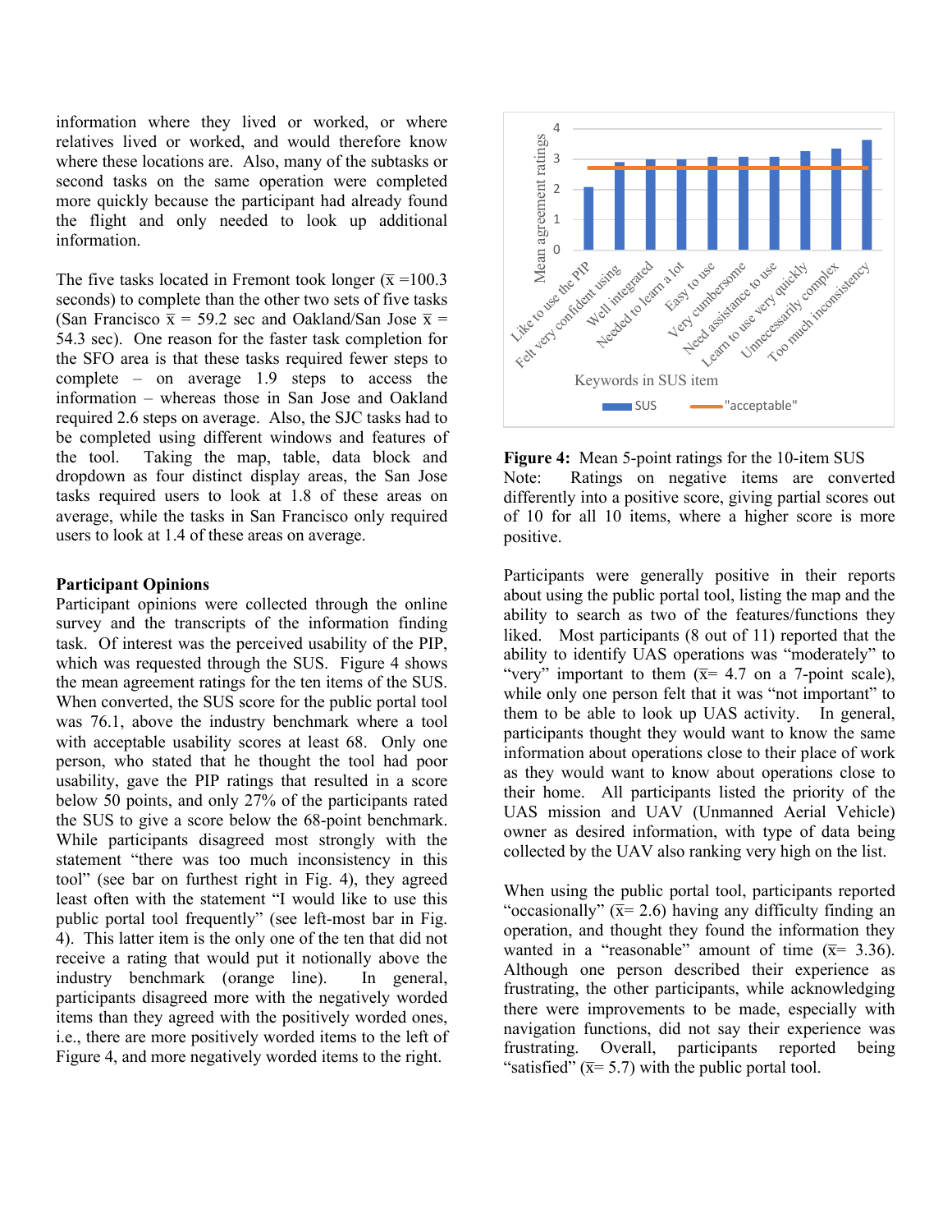information where they lived or worked, or where relatives lived or worked, and would therefore know where these locations are. Also, many of the subtasks or second tasks on the same operation were completed more quickly because the participant had already found the flight and only needed to look up additional information.

The five tasks located in Fremont took longer ($\bar{x}$ =100.3 seconds) to complete than the other two sets of five tasks (San Francisco $\bar{x}$ = 59.2 sec and Oakland/San Jose $\bar{x}$ = 54.3 sec). One reason for the faster task completion for the SFO area is that these tasks required fewer steps to complete – on average 1.9 steps to access the information – whereas those in San Jose and Oakland required 2.6 steps on average. Also, the SJC tasks had to be completed using different windows and features of the tool. Taking the map, table, data block and dropdown as four distinct display areas, the San Jose tasks required users to look at 1.8 of these areas on average, while the tasks in San Francisco only required users to look at 1.4 of these areas on average.

**Participant Opinions**

Participant opinions were collected through the online survey and the transcripts of the information finding task. Of interest was the perceived usability of the PIP, which was requested through the SUS. Figure 4 shows the mean agreement ratings for the ten items of the SUS. When converted, the SUS score for the public portal tool was 76.1, above the industry benchmark where a tool with acceptable usability scores at least 68. Only one person, who stated that he thought the tool had poor usability, gave the PIP ratings that resulted in a score below 50 points, and only 27% of the participants rated the SUS to give a score below the 68-point benchmark. While participants disagreed most strongly with the statement "there was too much inconsistency in this tool" (see bar on furthest right in Fig. 4), they agreed least often with the statement "I would like to use this public portal tool frequently" (see left-most bar in Fig. 4). This latter item is the only one of the ten that did not receive a rating that would put it notionally above the industry benchmark (orange line). In general, participants disagreed more with the negatively worded items than they agreed with the positively worded ones, i.e., there are more positively worded items to the left of Figure 4, and more negatively worded items to the right.

**Figure 4:** Mean 5-point ratings for the 10-item SUS

Note: Ratings on negative items are converted differently into a positive score, giving partial scores out of 10 for all 10 items, where a higher score is more positive.

Participants were generally positive in their reports about using the public portal tool, listing the map and the ability to search as two of the features/functions they liked. Most participants (8 out of 11) reported that the ability to identify UAS operations was "moderately" to "very" important to them ($\bar{x}$= 4.7 on a 7-point scale), while only one person felt that it was "not important" to them to be able to look up UAS activity. In general, participants thought they would want to know the same information about operations close to their place of work as they would want to know about operations close to their home. All participants listed the priority of the UAS mission and UAV (Unmanned Aerial Vehicle) owner as desired information, with type of data being collected by the UAV also ranking very high on the list.

When using the public portal tool, participants reported "occasionally" ($\bar{x}$= 2.6) having any difficulty finding an operation, and thought they found the information they wanted in a "reasonable" amount of time ($\bar{x}$= 3.36). Although one person described their experience as frustrating, the other participants, while acknowledging there were improvements to be made, especially with navigation functions, did not say their experience was frustrating. Overall, participants reported being "satisfied" ($\bar{x}$= 5.7) with the public portal tool.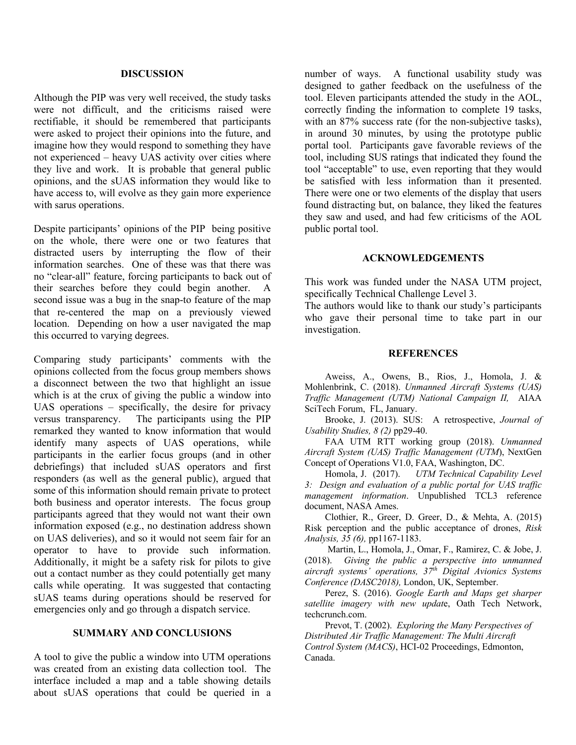## DISCUSSION

Although the PIP was very well received, the study tasks were not difficult, and the criticisms raised were rectifiable, it should be remembered that participants were asked to project their opinions into the future, and imagine how they would respond to something they have not experienced – heavy UAS activity over cities where they live and work. It is probable that general public opinions, and the sUAS information they would like to have access to, will evolve as they gain more experience with sarus operations.

Despite participants' opinions of the PIP being positive on the whole, there were one or two features that distracted users by interrupting the flow of their information searches. One of these was that there was no "clear-all" feature, forcing participants to back out of their searches before they could begin another. A second issue was a bug in the snap-to feature of the map that re-centered the map on a previously viewed location. Depending on how a user navigated the map this occurred to varying degrees.

Comparing study participants' comments with the opinions collected from the focus group members shows a disconnect between the two that highlight an issue which is at the crux of giving the public a window into UAS operations – specifically, the desire for privacy versus transparency. The participants using the PIP remarked they wanted to know information that would identify many aspects of UAS operations, while participants in the earlier focus groups (and in other debriefings) that included sUAS operators and first responders (as well as the general public), argued that some of this information should remain private to protect both business and operator interests. The focus group participants agreed that they would not want their own information exposed (e.g., no destination address shown on UAS deliveries), and so it would not seem fair for an operator to have to provide such information. Additionally, it might be a safety risk for pilots to give out a contact number as they could potentially get many calls while operating. It was suggested that contacting sUAS teams during operations should be reserved for emergencies only and go through a dispatch service.

## SUMMARY AND CONCLUSIONS

A tool to give the public a window into UTM operations was created from an existing data collection tool. The interface included a map and a table showing details about sUAS operations that could be queried in a number of ways. A functional usability study was designed to gather feedback on the usefulness of the tool. Eleven participants attended the study in the AOL, correctly finding the information to complete 19 tasks, with an 87% success rate (for the non-subjective tasks), in around 30 minutes, by using the prototype public portal tool. Participants gave favorable reviews of the tool, including SUS ratings that indicated they found the tool "acceptable" to use, even reporting that they would be satisfied with less information than it presented. There were one or two elements of the display that users found distracting but, on balance, they liked the features they saw and used, and had few criticisms of the AOL public portal tool.

## ACKNOWLEDGEMENTS

This work was funded under the NASA UTM project, specifically Technical Challenge Level 3.
The authors would like to thank our study's participants who gave their personal time to take part in our investigation.

## REFERENCES

Aweiss, A., Owens, B., Rios, J., Homola, J. & Mohlenbrink, C. (2018). *Unmanned Aircraft Systems (UAS) Traffic Management (UTM) National Campaign II,* AIAA SciTech Forum, FL, January.

Brooke, J. (2013). SUS: A retrospective, *Journal of Usability Studies, 8 (2)* pp29-40.

FAA UTM RTT working group (2018). *Unmanned Aircraft System (UAS) Traffic Management (UTM*), NextGen Concept of Operations V1.0, FAA, Washington, DC.

Homola, J. (2017). *UTM Technical Capability Level 3: Design and evaluation of a public portal for UAS traffic management information*. Unpublished TCL3 reference document, NASA Ames.

Clothier, R., Greer, D. Greer, D., & Mehta, A. (2015) Risk perception and the public acceptance of drones, *Risk Analysis, 35 (6),* pp1167-1183.

Martin, L., Homola, J., Omar, F., Ramirez, C. & Jobe, J. (2018). *Giving the public a perspective into unmanned aircraft systems' operations, 37th Digital Avionics Systems Conference (DASC2018),* London, UK, September.

Perez, S. (2016). *Google Earth and Maps get sharper satellite imagery with new updat*e, Oath Tech Network, techcrunch.com.

Prevot, T. (2002). *Exploring the Many Perspectives of Distributed Air Traffic Management: The Multi Aircraft Control System (MACS)*, HCI-02 Proceedings, Edmonton, Canada.